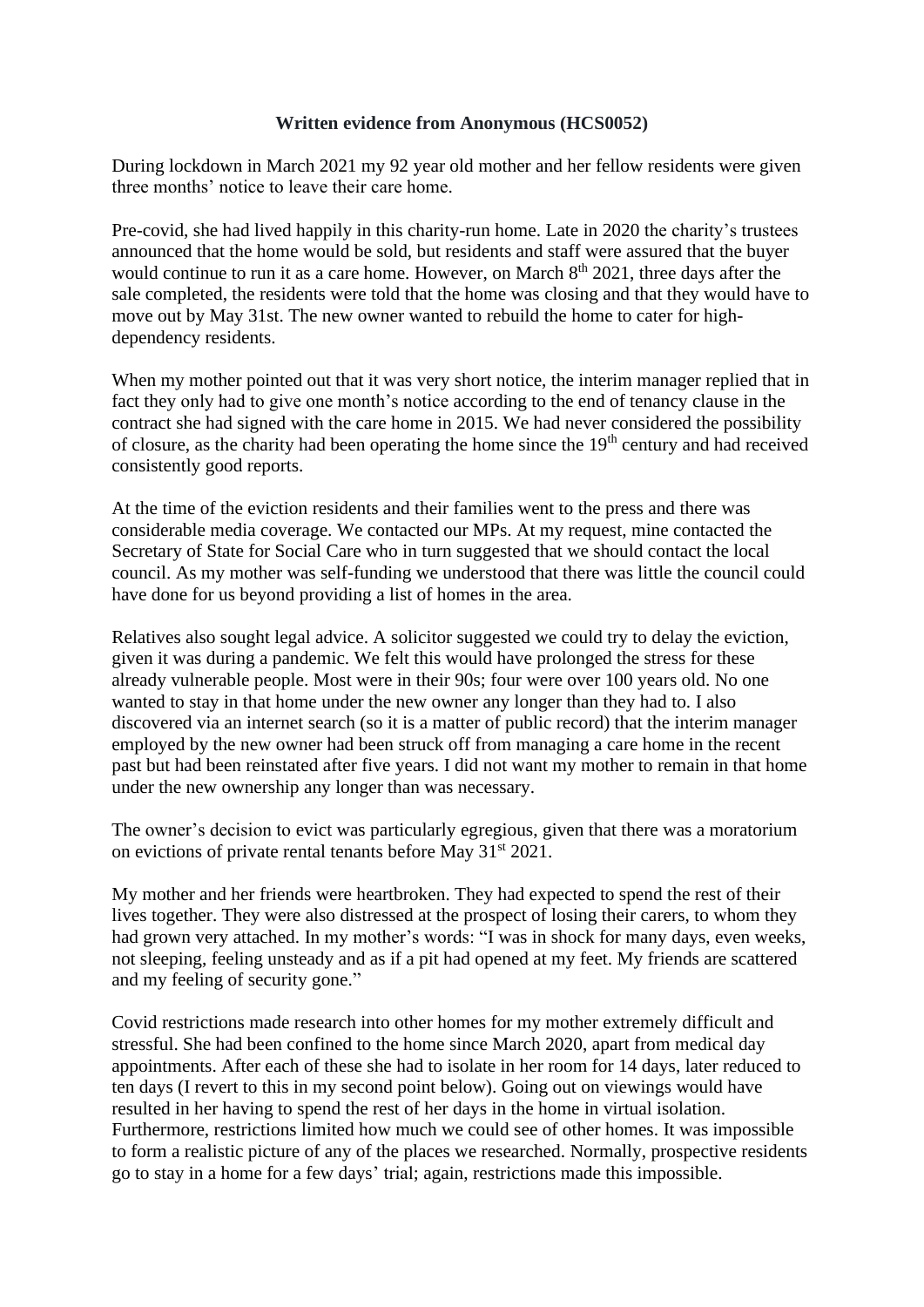**Written evidence from Anonymous (HCS0052)**

During lockdown in March 2021 my 92 year old mother and her fellow residents were given three months' notice to leave their care home.

Pre-covid, she had lived happily in this charity-run home. Late in 2020 the charity's trustees announced that the home would be sold, but residents and staff were assured that the buyer would continue to run it as a care home. However, on March 8th 2021, three days after the sale completed, the residents were told that the home was closing and that they would have to move out by May 31st. The new owner wanted to rebuild the home to cater for high-dependency residents.

When my mother pointed out that it was very short notice, the interim manager replied that in fact they only had to give one month's notice according to the end of tenancy clause in the contract she had signed with the care home in 2015. We had never considered the possibility of closure, as the charity had been operating the home since the 19th century and had received consistently good reports.

At the time of the eviction residents and their families went to the press and there was considerable media coverage. We contacted our MPs. At my request, mine contacted the Secretary of State for Social Care who in turn suggested that we should contact the local council. As my mother was self-funding we understood that there was little the council could have done for us beyond providing a list of homes in the area.

Relatives also sought legal advice. A solicitor suggested we could try to delay the eviction, given it was during a pandemic. We felt this would have prolonged the stress for these already vulnerable people. Most were in their 90s; four were over 100 years old. No one wanted to stay in that home under the new owner any longer than they had to. I also discovered via an internet search (so it is a matter of public record) that the interim manager employed by the new owner had been struck off from managing a care home in the recent past but had been reinstated after five years. I did not want my mother to remain in that home under the new ownership any longer than was necessary.

The owner's decision to evict was particularly egregious, given that there was a moratorium on evictions of private rental tenants before May 31st 2021.

My mother and her friends were heartbroken. They had expected to spend the rest of their lives together. They were also distressed at the prospect of losing their carers, to whom they had grown very attached. In my mother's words: "I was in shock for many days, even weeks, not sleeping, feeling unsteady and as if a pit had opened at my feet. My friends are scattered and my feeling of security gone."

Covid restrictions made research into other homes for my mother extremely difficult and stressful. She had been confined to the home since March 2020, apart from medical day appointments. After each of these she had to isolate in her room for 14 days, later reduced to ten days (I revert to this in my second point below). Going out on viewings would have resulted in her having to spend the rest of her days in the home in virtual isolation. Furthermore, restrictions limited how much we could see of other homes. It was impossible to form a realistic picture of any of the places we researched. Normally, prospective residents go to stay in a home for a few days' trial; again, restrictions made this impossible.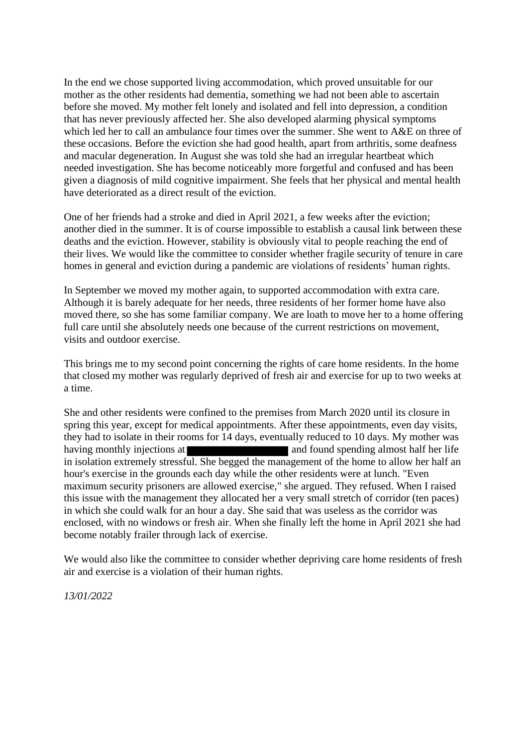In the end we chose supported living accommodation, which proved unsuitable for our mother as the other residents had dementia, something we had not been able to ascertain before she moved. My mother felt lonely and isolated and fell into depression, a condition that has never previously affected her. She also developed alarming physical symptoms which led her to call an ambulance four times over the summer. She went to A&E on three of these occasions. Before the eviction she had good health, apart from arthritis, some deafness and macular degeneration. In August she was told she had an irregular heartbeat which needed investigation. She has become noticeably more forgetful and confused and has been given a diagnosis of mild cognitive impairment. She feels that her physical and mental health have deteriorated as a direct result of the eviction.

One of her friends had a stroke and died in April 2021, a few weeks after the eviction; another died in the summer. It is of course impossible to establish a causal link between these deaths and the eviction. However, stability is obviously vital to people reaching the end of their lives. We would like the committee to consider whether fragile security of tenure in care homes in general and eviction during a pandemic are violations of residents' human rights.

In September we moved my mother again, to supported accommodation with extra care. Although it is barely adequate for her needs, three residents of her former home have also moved there, so she has some familiar company. We are loath to move her to a home offering full care until she absolutely needs one because of the current restrictions on movement, visits and outdoor exercise.

This brings me to my second point concerning the rights of care home residents. In the home that closed my mother was regularly deprived of fresh air and exercise for up to two weeks at a time.

She and other residents were confined to the premises from March 2020 until its closure in spring this year, except for medical appointments. After these appointments, even day visits, they had to isolate in their rooms for 14 days, eventually reduced to 10 days. My mother was having monthly injections at [REDACTED] and found spending almost half her life in isolation extremely stressful. She begged the management of the home to allow her half an hour's exercise in the grounds each day while the other residents were at lunch. "Even maximum security prisoners are allowed exercise," she argued. They refused. When I raised this issue with the management they allocated her a very small stretch of corridor (ten paces) in which she could walk for an hour a day. She said that was useless as the corridor was enclosed, with no windows or fresh air. When she finally left the home in April 2021 she had become notably frailer through lack of exercise.

We would also like the committee to consider whether depriving care home residents of fresh air and exercise is a violation of their human rights.

*13/01/2022*